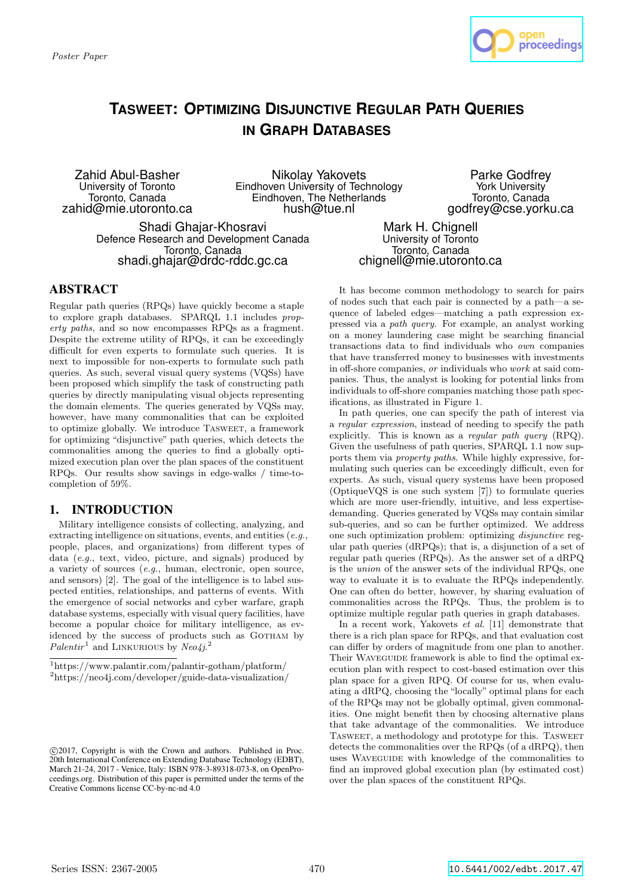Poster Paper

# TASWEET: OPTIMIZING DISJUNCTIVE REGULAR PATH QUERIES IN GRAPH DATABASES

Zahid Abul-Basher
University of Toronto
Toronto, Canada
zahid@mie.utoronto.ca

Nikolay Yakovets
Eindhoven University of Technology
Eindhoven, The Netherlands
hush@tue.nl

Parke Godfrey
York University
Toronto, Canada
godfrey@cse.yorku.ca

Shadi Ghajar-Khosravi
Defence Research and Development Canada
Toronto, Canada
shadi.ghajar@drdc-rddc.gc.ca

Mark H. Chignell
University of Toronto
Toronto, Canada
chignell@mie.utoronto.ca

## ABSTRACT

Regular path queries (RPQs) have quickly become a staple to explore graph databases. SPARQL 1.1 includes *property paths*, and so now encompasses RPQs as a fragment. Despite the extreme utility of RPQs, it can be exceedingly difficult for even experts to formulate such queries. It is next to impossible for non-experts to formulate such path queries. As such, several visual query systems (VQSs) have been proposed which simplify the task of constructing path queries by directly manipulating visual objects representing the domain elements. The queries generated by VQSs may, however, have many commonalities that can be exploited to optimize globally. We introduce TASWEET, a framework for optimizing "disjunctive" path queries, which detects the commonalities among the queries to find a globally optimized execution plan over the plan spaces of the constituent RPQs. Our results show savings in edge-walks / time-to-completion of 59%.

## 1. INTRODUCTION

Military intelligence consists of collecting, analyzing, and extracting intelligence on situations, events, and entities (*e.g.*, people, places, and organizations) from different types of data (*e.g.*, text, video, picture, and signals) produced by a variety of sources (*e.g.*, human, electronic, open source, and sensors) [2]. The goal of the intelligence is to label suspected entities, relationships, and patterns of events. With the emergence of social networks and cyber warfare, graph database systems, especially with visual query facilities, have become a popular choice for military intelligence, as evidenced by the success of products such as GOTHAM by *Palentir*[1] and LINKURIOUS by *Neo4j*.[2]

[1] https://www.palantir.com/palantir-gotham/platform/
[2] https://neo4j.com/developer/guide-data-visualization/

©2017, Copyright is with the Crown and authors. Published in Proc. 20th International Conference on Extending Database Technology (EDBT), March 21-24, 2017 - Venice, Italy: ISBN 978-3-89318-073-8, on OpenProceedings.org. Distribution of this paper is permitted under the terms of the Creative Commons license CC-by-nc-nd 4.0

It has become common methodology to search for pairs of nodes such that each pair is connected by a path—a sequence of labeled edges—matching a path expression expressed via a *path query*. For example, an analyst working on a money laundering case might be searching financial transactions data to find individuals who *own* companies that have transferred money to businesses with investments in off-shore companies, *or* individuals who *work* at said companies. Thus, the analyst is looking for potential links from individuals to off-shore companies matching those path specifications, as illustrated in Figure 1.

In path queries, one can specify the path of interest via a *regular expression*, instead of needing to specify the path explicitly. This is known as a *regular path query* (RPQ). Given the usefulness of path queries, SPARQL 1.1 now supports them via *property paths*. While highly expressive, formulating such queries can be exceedingly difficult, even for experts. As such, visual query systems have been proposed (OptiqueVQS is one such system [7]) to formulate queries which are more user-friendly, intuitive, and less expertise-demanding. Queries generated by VQSs may contain similar sub-queries, and so can be further optimized. We address one such optimization problem: optimizing *disjunctive* regular path queries (dRPQs); that is, a disjunction of a set of regular path queries (RPQs). As the answer set of a dRPQ is the *union* of the answer sets of the individual RPQs, one way to evaluate it is to evaluate the RPQs independently. One can often do better, however, by sharing evaluation of commonalities across the RPQs. Thus, the problem is to optimize multiple regular path queries in graph databases.

In a recent work, Yakovets *et al.* [11] demonstrate that there is a rich plan space for RPQs, and that evaluation cost can differ by orders of magnitude from one plan to another. Their WAVEGUIDE framework is able to find the optimal execution plan with respect to cost-based estimation over this plan space for a given RPQ. Of course for us, when evaluating a dRPQ, choosing the "locally" optimal plans for each of the RPQs may not be globally optimal, given commonalities. One might benefit then by choosing alternative plans that take advantage of the commonalities. We introduce TASWEET, a methodology and prototype for this. TASWEET detects the commonalities over the RPQs (of a dRPQ), then uses WAVEGUIDE with knowledge of the commonalities to find an improved global execution plan (by estimated cost) over the plan spaces of the constituent RPQs.

Series ISSN: 2367-2005 10.5441/002/edbt.2017.47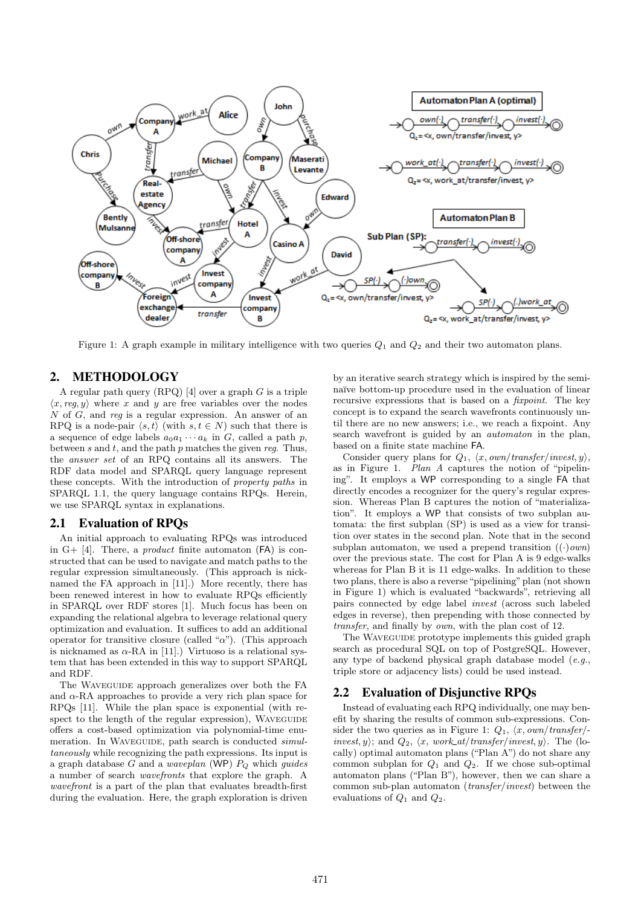Figure 1: A graph example in military intelligence with two queries $Q_1$ and $Q_2$ and their two automaton plans.

## 2. METHODOLOGY

A regular path query (RPQ) [4] over a graph $G$ is a triple $\langle x, reg, y\rangle$ where $x$ and $y$ are free variables over the nodes $N$ of $G$, and $reg$ is a regular expression. An answer of an RPQ is a node-pair $\langle s, t\rangle$ (with $s, t \in N$) such that there is a sequence of edge labels $a_0 a_1 \cdots a_k$ in $G$, called a path $p$, between $s$ and $t$, and the path $p$ matches the given $reg$. Thus, the *answer set* of an RPQ contains all its answers. The RDF data model and SPARQL query language represent these concepts. With the introduction of *property paths* in SPARQL 1.1, the query language contains RPQs. Herein, we use SPARQL syntax in explanations.

### 2.1 Evaluation of RPQs

An initial approach to evaluating RPQs was introduced in G+ [4]. There, a *product* finite automaton (FA) is constructed that can be used to navigate and match paths to the regular expression simultaneously. (This approach is nicknamed the FA approach in [11].) More recently, there has been renewed interest in how to evaluate RPQs efficiently in SPARQL over RDF stores [1]. Much focus has been on expanding the relational algebra to leverage relational query optimization and evaluation. It suffices to add an additional operator for transitive closure (called "$\alpha$"). (This approach is nicknamed as $\alpha$-RA in [11].) Virtuoso is a relational system that has been extended in this way to support SPARQL and RDF.

The WAVEGUIDE approach generalizes over both the FA and $\alpha$-RA approaches to provide a very rich plan space for RPQs [11]. While the plan space is exponential (with respect to the length of the regular expression), WAVEGUIDE offers a cost-based optimization via polynomial-time enumeration. In WAVEGUIDE, path search is conducted *simultaneously* while recognizing the path expressions. Its input is a graph database $G$ and a *waveplan* (WP) $P_Q$ which *guides* a number of search *wavefronts* that explore the graph. A *wavefront* is a part of the plan that evaluates breadth-first during the evaluation. Here, the graph exploration is driven by an iterative search strategy which is inspired by the semi-naïve bottom-up procedure used in the evaluation of linear recursive expressions that is based on a *fixpoint*. The key concept is to expand the search wavefronts continuously until there are no new answers; i.e., we reach a fixpoint. Any search wavefront is guided by an *automaton* in the plan, based on a finite state machine FA.

Consider query plans for $Q_1$, $\langle x, own/transfer/invest, y\rangle$, as in Figure 1. *Plan A* captures the notion of "pipelining". It employs a WP corresponding to a single FA that directly encodes a recognizer for the query's regular expression. Whereas Plan B captures the notion of "materialization". It employs a WP that consists of two subplan automata: the first subplan (SP) is used as a view for transition over states in the second plan. Note that in the second subplan automaton, we used a prepend transition ($(\cdot)own$) over the previous state. The cost for Plan A is 9 edge-walks whereas for Plan B it is 11 edge-walks. In addition to these two plans, there is also a reverse "pipelining" plan (not shown in Figure 1) which is evaluated "backwards", retrieving all pairs connected by edge label *invest* (across such labeled edges in reverse), then prepending with those connected by *transfer*, and finally by *own*, with the plan cost of 12.

The WAVEGUIDE prototype implements this guided graph search as procedural SQL on top of PostgreSQL. However, any type of backend physical graph database model (*e.g.*, triple store or adjacency lists) could be used instead.

### 2.2 Evaluation of Disjunctive RPQs

Instead of evaluating each RPQ individually, one may benefit by sharing the results of common sub-expressions. Consider the two queries as in Figure 1: $Q_1$, $\langle x, own/transfer/invest, y\rangle$; and $Q_2$, $\langle x, work\_at/transfer/invest, y\rangle$. The (locally) optimal automaton plans ("Plan A") do not share any common subplan for $Q_1$ and $Q_2$. If we chose sub-optimal automaton plans ("Plan B"), however, then we can share a common sub-plan automaton (*transfer/invest*) between the evaluations of $Q_1$ and $Q_2$.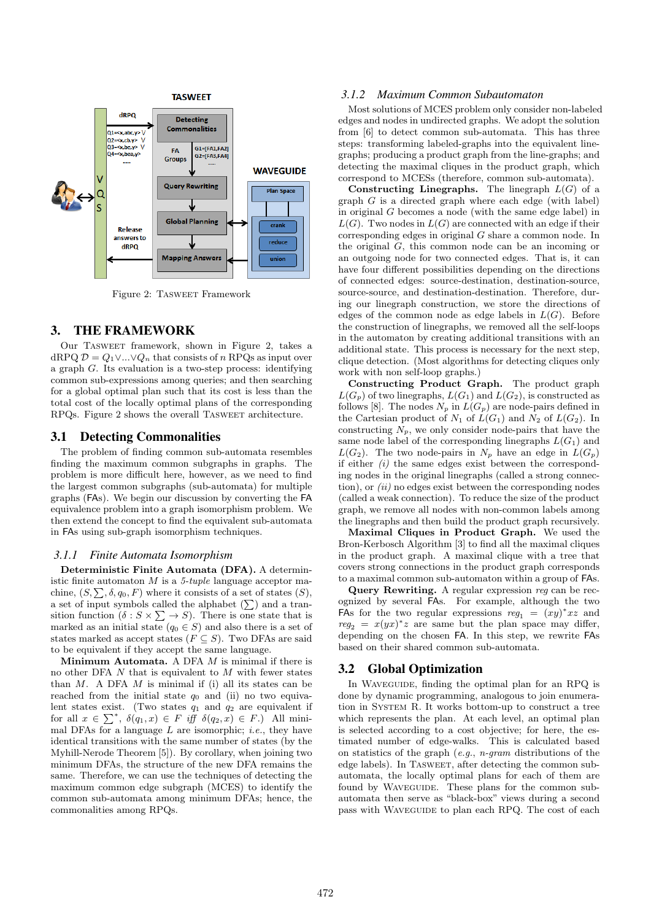Figure 2: TASWEET Framework

## 3. THE FRAMEWORK

Our TASWEET framework, shown in Figure 2, takes a dRPQ $\mathcal{D} = Q_1 \vee ... \vee Q_n$ that consists of $n$ RPQs as input over a graph $G$. Its evaluation is a two-step process: identifying common sub-expressions among queries; and then searching for a global optimal plan such that its cost is less than the total cost of the locally optimal plans of the corresponding RPQs. Figure 2 shows the overall TASWEET architecture.

### 3.1 Detecting Commonalities

The problem of finding common sub-automata resembles finding the maximum common subgraphs in graphs. The problem is more difficult here, however, as we need to find the largest common subgraphs (sub-automata) for multiple graphs (FAs). We begin our discussion by converting the FA equivalence problem into a graph isomorphism problem. We then extend the concept to find the equivalent sub-automata in FAs using sub-graph isomorphism techniques.

#### 3.1.1 Finite Automata Isomorphism

**Deterministic Finite Automata (DFA).** A deterministic finite automaton $M$ is a *5-tuple* language acceptor machine, $(S, \sum, \delta, q_0, F)$ where it consists of a set of states ($S$), a set of input symbols called the alphabet ($\sum$) and a transition function ($\delta : S \times \sum \rightarrow S$). There is one state that is marked as an initial state ($q_0 \in S$) and also there is a set of states marked as accept states ($F \subseteq S$). Two DFAs are said to be equivalent if they accept the same language.

**Minimum Automata.** A DFA $M$ is minimal if there is no other DFA $N$ that is equivalent to $M$ with fewer states than $M$. A DFA $M$ is minimal if (i) all its states can be reached from the initial state $q_0$ and (ii) no two equivalent states exist. (Two states $q_1$ and $q_2$ are equivalent if for all $x \in \sum^*$, $\delta(q_1, x) \in F$ *iff* $\delta(q_2, x) \in F$.) All minimal DFAs for a language $L$ are isomorphic; *i.e.*, they have identical transitions with the same number of states (by the Myhill-Nerode Theorem [5]). By corollary, when joining two minimum DFAs, the structure of the new DFA remains the same. Therefore, we can use the techniques of detecting the maximum common edge subgraph (MCES) to identify the common sub-automata among minimum DFAs; hence, the commonalities among RPQs.

#### 3.1.2 Maximum Common Subautomaton

Most solutions of MCES problem only consider non-labeled edges and nodes in undirected graphs. We adopt the solution from [6] to detect common sub-automata. This has three steps: transforming labeled-graphs into the equivalent line-graphs; producing a product graph from the line-graphs; and detecting the maximal cliques in the product graph, which correspond to MCESs (therefore, common sub-automata).

**Constructing Linegraphs.** The linegraph $L(G)$ of a graph $G$ is a directed graph where each edge (with label) in original $G$ becomes a node (with the same edge label) in $L(G)$. Two nodes in $L(G)$ are connected with an edge if their corresponding edges in original $G$ share a common node. In the original $G$, this common node can be an incoming or an outgoing node for two connected edges. That is, it can have four different possibilities depending on the directions of connected edges: source-destination, destination-source, source-source, and destination-destination. Therefore, during our linegraph construction, we store the directions of edges of the common node as edge labels in $L(G)$. Before the construction of linegraphs, we removed all the self-loops in the automaton by creating additional transitions with an additional state. This process is necessary for the next step, clique detection. (Most algorithms for detecting cliques only work with non self-loop graphs.)

**Constructing Product Graph.** The product graph $L(G_p)$ of two linegraphs, $L(G_1)$ and $L(G_2)$, is constructed as follows [8]. The nodes $N_p$ in $L(G_p)$ are node-pairs defined in the Cartesian product of $N_1$ of $L(G_1)$ and $N_2$ of $L(G_2)$. In constructing $N_p$, we only consider node-pairs that have the same node label of the corresponding linegraphs $L(G_1)$ and $L(G_2)$. The two node-pairs in $N_p$ have an edge in $L(G_p)$ if either *(i)* the same edges exist between the corresponding nodes in the original linegraphs (called a strong connection), or *(ii)* no edges exist between the corresponding nodes (called a weak connection). To reduce the size of the product graph, we remove all nodes with non-common labels among the linegraphs and then build the product graph recursively.

**Maximal Cliques in Product Graph.** We used the Bron-Kerbosch Algorithm [3] to find all the maximal cliques in the product graph. A maximal clique with a tree that covers strong connections in the product graph corresponds to a maximal common sub-automaton within a group of FAs.

**Query Rewriting.** A regular expression *reg* can be recognized by several FAs. For example, although the two FAs for the two regular expressions $reg_1 = (xy)^*xz$ and $reg_2 = x(yx)^*z$ are same but the plan space may differ, depending on the chosen FA. In this step, we rewrite FAs based on their shared common sub-automata.

### 3.2 Global Optimization

In WAVEGUIDE, finding the optimal plan for an RPQ is done by dynamic programming, analogous to join enumeration in SYSTEM R. It works bottom-up to construct a tree which represents the plan. At each level, an optimal plan is selected according to a cost objective; for here, the estimated number of edge-walks. This is calculated based on statistics of the graph (*e.g.*, *n-gram* distributions of the edge labels). In TASWEET, after detecting the common sub-automata, the locally optimal plans for each of them are found by WAVEGUIDE. These plans for the common sub-automata then serve as "black-box" views during a second pass with WAVEGUIDE to plan each RPQ. The cost of each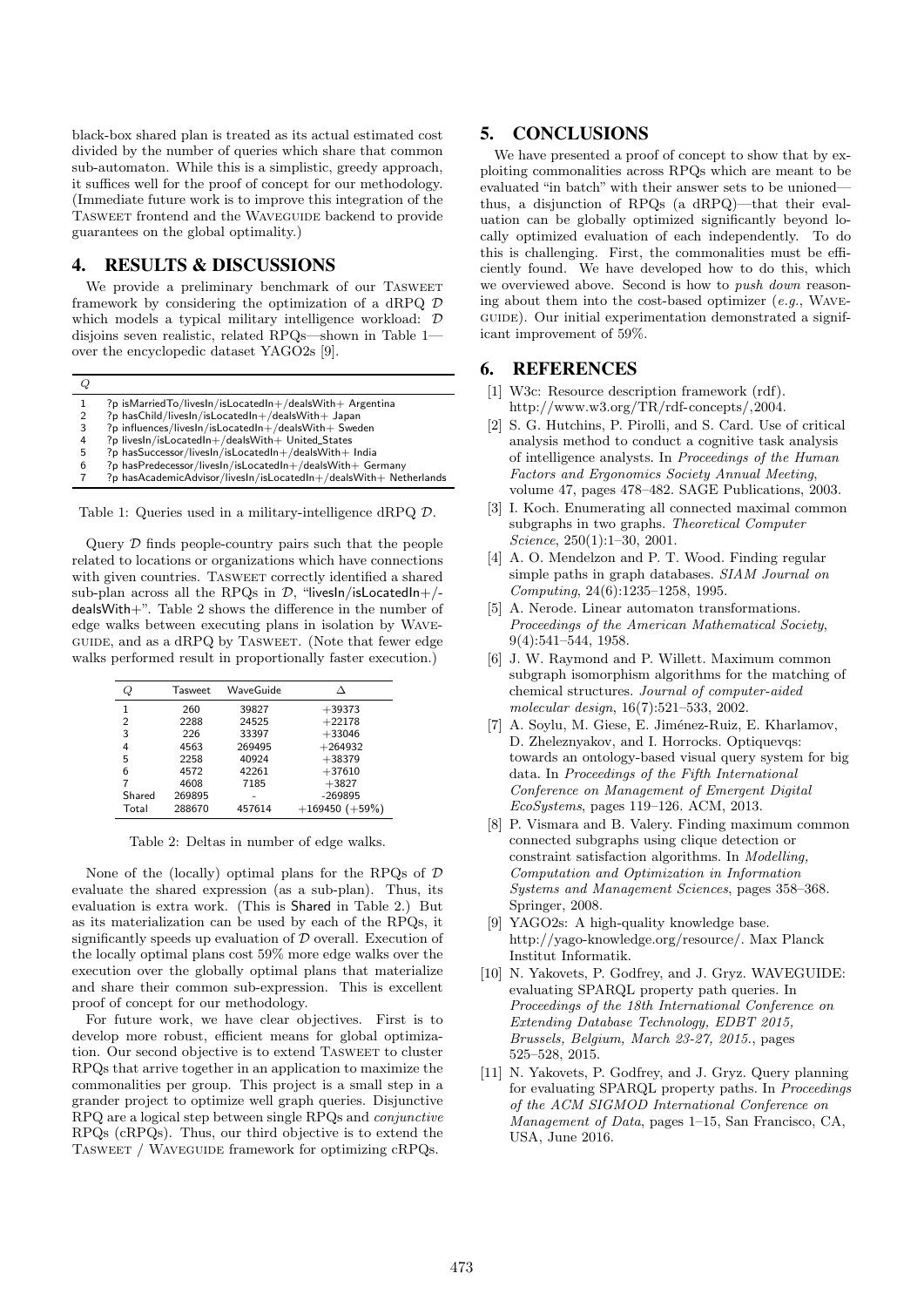black-box shared plan is treated as its actual estimated cost divided by the number of queries which share that common sub-automaton. While this is a simplistic, greedy approach, it suffices well for the proof of concept for our methodology. (Immediate future work is to improve this integration of the Tasweet frontend and the Waveguide backend to provide guarantees on the global optimality.)

## 4. RESULTS & DISCUSSIONS

We provide a preliminary benchmark of our Tasweet framework by considering the optimization of a dRPQ $\mathcal{D}$ which models a typical military intelligence workload: $\mathcal{D}$ disjoins seven realistic, related RPQs—shown in Table 1—over the encyclopedic dataset YAGO2s [9].

| $Q$ | |
|---|---|
| 1 | ?p isMarriedTo/livesIn/isLocatedIn+/dealsWith+ Argentina |
| 2 | ?p hasChild/livesIn/isLocatedIn+/dealsWith+ Japan |
| 3 | ?p influences/livesIn/isLocatedIn+/dealsWith+ Sweden |
| 4 | ?p livesIn/isLocatedIn+/dealsWith+ United_States |
| 5 | ?p hasSuccessor/livesIn/isLocatedIn+/dealsWith+ India |
| 6 | ?p hasPredecessor/livesIn/isLocatedIn+/dealsWith+ Germany |
| 7 | ?p hasAcademicAdvisor/livesIn/isLocatedIn+/dealsWith+ Netherlands |

Table 1: Queries used in a military-intelligence dRPQ $\mathcal{D}$.

Query $\mathcal{D}$ finds people-country pairs such that the people related to locations or organizations which have connections with given countries. Tasweet correctly identified a shared sub-plan across all the RPQs in $\mathcal{D}$, "livesIn/isLocatedIn+/dealsWith+". Table 2 shows the difference in the number of edge walks between executing plans in isolation by Waveguide, and as a dRPQ by Tasweet. (Note that fewer edge walks performed result in proportionally faster execution.)

| $Q$ | Tasweet | WaveGuide | $\Delta$ |
|---|---|---|---|
| 1 | 260 | 39827 | +39373 |
| 2 | 2288 | 24525 | +22178 |
| 3 | 226 | 33397 | +33046 |
| 4 | 4563 | 269495 | +264932 |
| 5 | 2258 | 40924 | +38379 |
| 6 | 4572 | 42261 | +37610 |
| 7 | 4608 | 7185 | +3827 |
| Shared | 269895 | - | -269895 |
| Total | 288670 | 457614 | +169450 (+59%) |

Table 2: Deltas in number of edge walks.

None of the (locally) optimal plans for the RPQs of $\mathcal{D}$ evaluate the shared expression (as a sub-plan). Thus, its evaluation is extra work. (This is Shared in Table 2.) But as its materialization can be used by each of the RPQs, it significantly speeds up evaluation of $\mathcal{D}$ overall. Execution of the locally optimal plans cost 59% more edge walks over the execution over the globally optimal plans that materialize and share their common sub-expression. This is excellent proof of concept for our methodology.

For future work, we have clear objectives. First is to develop more robust, efficient means for global optimization. Our second objective is to extend Tasweet to cluster RPQs that arrive together in an application to maximize the commonalities per group. This project is a small step in a grander project to optimize well graph queries. Disjunctive RPQ are a logical step between single RPQs and *conjunctive* RPQs (cRPQs). Thus, our third objective is to extend the Tasweet / Waveguide framework for optimizing cRPQs.

## 5. CONCLUSIONS

We have presented a proof of concept to show that by exploiting commonalities across RPQs which are meant to be evaluated "in batch" with their answer sets to be unioned—thus, a disjunction of RPQs (a dRPQ)—that their evaluation can be globally optimized significantly beyond locally optimized evaluation of each independently. To do this is challenging. First, the commonalities must be efficiently found. We have developed how to do this, which we overviewed above. Second is how to *push down* reasoning about them into the cost-based optimizer (*e.g.*, Waveguide). Our initial experimentation demonstrated a significant improvement of 59%.

## 6. REFERENCES

[1] W3c: Resource description framework (rdf). http://www.w3.org/TR/rdf-concepts/,2004.

[2] S. G. Hutchins, P. Pirolli, and S. Card. Use of critical analysis method to conduct a cognitive task analysis of intelligence analysts. In *Proceedings of the Human Factors and Ergonomics Society Annual Meeting*, volume 47, pages 478–482. SAGE Publications, 2003.

[3] I. Koch. Enumerating all connected maximal common subgraphs in two graphs. *Theoretical Computer Science*, 250(1):1–30, 2001.

[4] A. O. Mendelzon and P. T. Wood. Finding regular simple paths in graph databases. *SIAM Journal on Computing*, 24(6):1235–1258, 1995.

[5] A. Nerode. Linear automaton transformations. *Proceedings of the American Mathematical Society*, 9(4):541–544, 1958.

[6] J. W. Raymond and P. Willett. Maximum common subgraph isomorphism algorithms for the matching of chemical structures. *Journal of computer-aided molecular design*, 16(7):521–533, 2002.

[7] A. Soylu, M. Giese, E. Jiménez-Ruiz, E. Kharlamov, D. Zheleznyakov, and I. Horrocks. Optiquevqs: towards an ontology-based visual query system for big data. In *Proceedings of the Fifth International Conference on Management of Emergent Digital EcoSystems*, pages 119–126. ACM, 2013.

[8] P. Vismara and B. Valery. Finding maximum common connected subgraphs using clique detection or constraint satisfaction algorithms. In *Modelling, Computation and Optimization in Information Systems and Management Sciences*, pages 358–368. Springer, 2008.

[9] YAGO2s: A high-quality knowledge base. http://yago-knowledge.org/resource/. Max Planck Institut Informatik.

[10] N. Yakovets, P. Godfrey, and J. Gryz. WAVEGUIDE: evaluating SPARQL property path queries. In *Proceedings of the 18th International Conference on Extending Database Technology, EDBT 2015, Brussels, Belgium, March 23-27, 2015.*, pages 525–528, 2015.

[11] N. Yakovets, P. Godfrey, and J. Gryz. Query planning for evaluating SPARQL property paths. In *Proceedings of the ACM SIGMOD International Conference on Management of Data*, pages 1–15, San Francisco, CA, USA, June 2016.